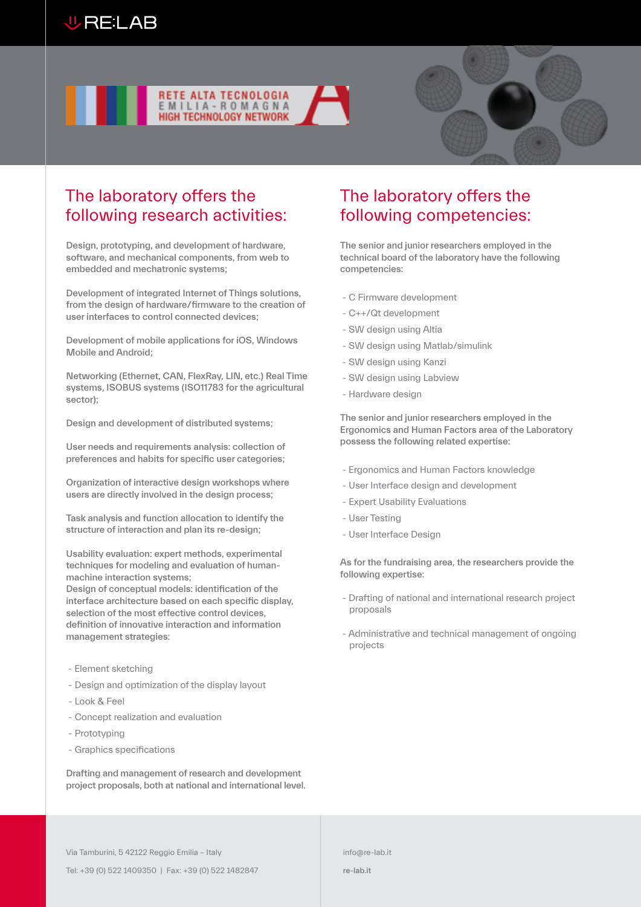RE:LAB

RETE ALTA TECNOLOGIA
EMILIA-ROMAGNA
HIGH TECHNOLOGY NETWORK

## The laboratory offers the following research activities:

Design, prototyping, and development of hardware, software, and mechanical components, from web to embedded and mechatronic systems;

Development of integrated Internet of Things solutions, from the design of hardware/firmware to the creation of user interfaces to control connected devices;

Development of mobile applications for iOS, Windows Mobile and Android;

Networking (Ethernet, CAN, FlexRay, LIN, etc.) Real Time systems, ISOBUS systems (ISO11783 for the agricultural sector);

Design and development of distributed systems;

User needs and requirements analysis: collection of preferences and habits for specific user categories;

Organization of interactive design workshops where users are directly involved in the design process;

Task analysis and function allocation to identify the structure of interaction and plan its re-design;

Usability evaluation: expert methods, experimental techniques for modeling and evaluation of human-machine interaction systems;
Design of conceptual models: identification of the interface architecture based on each specific display, selection of the most effective control devices, definition of innovative interaction and information management strategies:

- Element sketching
- Design and optimization of the display layout
- Look & Feel
- Concept realization and evaluation
- Prototyping
- Graphics specifications

Drafting and management of research and development project proposals, both at national and international level.

## The laboratory offers the following competencies:

The senior and junior researchers employed in the technical board of the laboratory have the following competencies:

- C Firmware development
- C++/Qt development
- SW design using Altia
- SW design using Matlab/simulink
- SW design using Kanzi
- SW design using Labview
- Hardware design

The senior and junior researchers employed in the Ergonomics and Human Factors area of the Laboratory possess the following related expertise:

- Ergonomics and Human Factors knowledge
- User Interface design and development
- Expert Usability Evaluations
- User Testing
- User Interface Design

As for the fundraising area, the researchers provide the following expertise:

- Drafting of national and international research project proposals
- Administrative and technical management of ongoing projects

Via Tamburini, 5 42122 Reggio Emilia – Italy

Tel: +39 (0) 522 1409350 | Fax: +39 (0) 522 1482847

info@re-lab.it

re-lab.it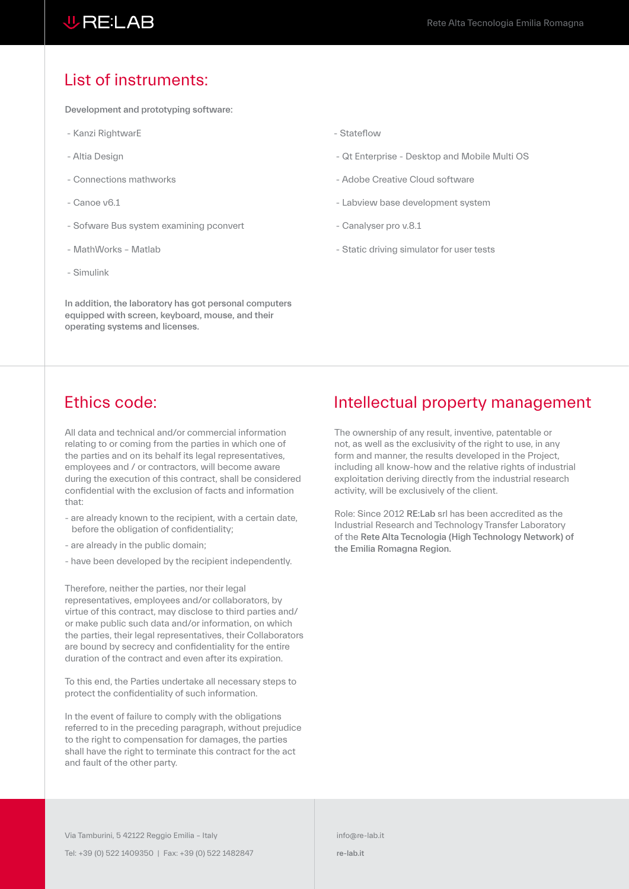## List of instruments:

**Development and prototyping software:**

- Kanzi RightwarE
- Altia Design
- Connections mathworks
- Canoe v6.1
- Sofware Bus system examining pconvert
- MathWorks - Matlab
- Simulink
- Stateflow
- Qt Enterprise - Desktop and Mobile Multi OS
- Adobe Creative Cloud software
- Labview base development system
- Canalyser pro v.8.1
- Static driving simulator for user tests

**In addition, the laboratory has got personal computers equipped with screen, keyboard, mouse, and their operating systems and licenses.**

## Ethics code:

All data and technical and/or commercial information relating to or coming from the parties in which one of the parties and on its behalf its legal representatives, employees and / or contractors, will become aware during the execution of this contract, shall be considered confidential with the exclusion of facts and information that:

- are already known to the recipient, with a certain date, before the obligation of confidentiality;
- are already in the public domain;
- have been developed by the recipient independently.

Therefore, neither the parties, nor their legal representatives, employees and/or collaborators, by virtue of this contract, may disclose to third parties and/or make public such data and/or information, on which the parties, their legal representatives, their Collaborators are bound by secrecy and confidentiality for the entire duration of the contract and even after its expiration.

To this end, the Parties undertake all necessary steps to protect the confidentiality of such information.

In the event of failure to comply with the obligations referred to in the preceding paragraph, without prejudice to the right to compensation for damages, the parties shall have the right to terminate this contract for the act and fault of the other party.

## Intellectual property management

The ownership of any result, inventive, patentable or not, as well as the exclusivity of the right to use, in any form and manner, the results developed in the Project, including all know-how and the relative rights of industrial exploitation deriving directly from the industrial research activity, will be exclusively of the client.

Role: Since 2012 **RE:Lab** srl has been accredited as the Industrial Research and Technology Transfer Laboratory of the **Rete Alta Tecnologia (High Technology Network) of the Emilia Romagna Region.**

Via Tamburini, 5 42122 Reggio Emilia – Italy

Tel: +39 (0) 522 1409350 | Fax: +39 (0) 522 1482847

info@re-lab.it

**re-lab.it**